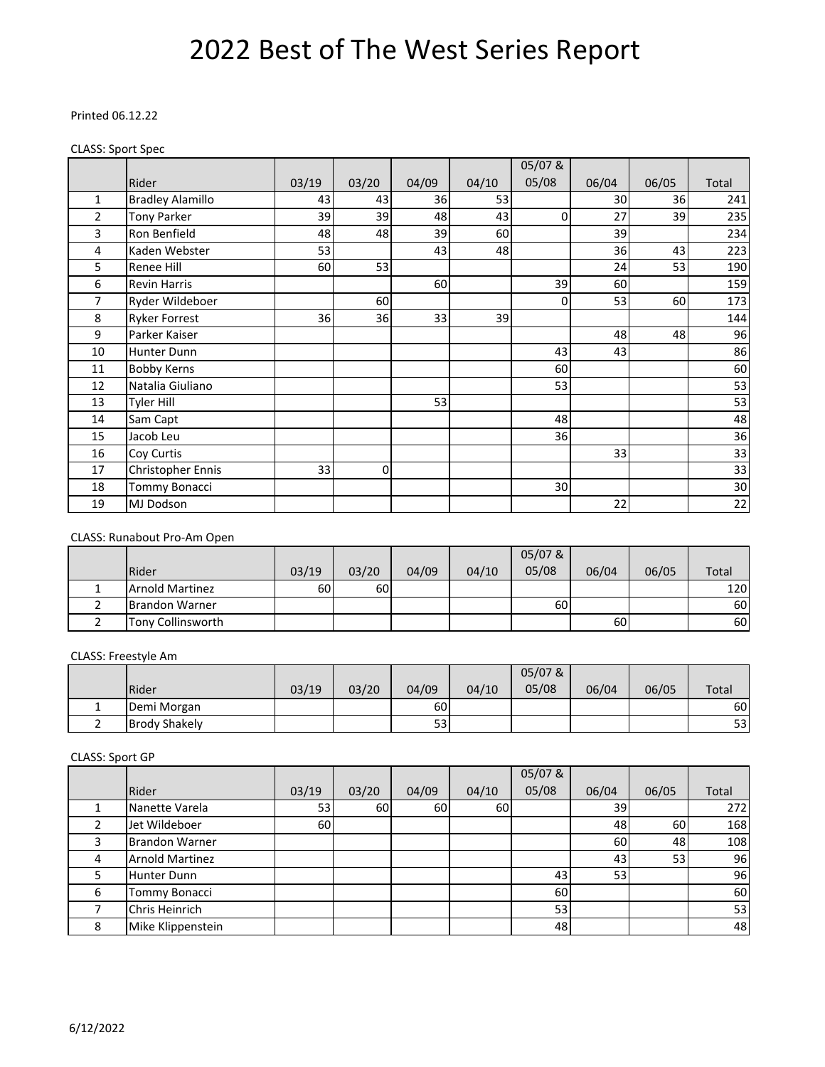# 2022 Best of The West Series Report

Printed 06.12.22

CLASS: Sport Spec

| | Rider | 03/19 | 03/20 | 04/09 | 04/10 | 05/07 & 05/08 | 06/04 | 06/05 | Total |
|---|---|---|---|---|---|---|---|---|---|
| 1 | Bradley Alamillo | 43 | 43 | 36 | 53 | | 30 | 36 | 241 |
| 2 | Tony Parker | 39 | 39 | 48 | 43 | 0 | 27 | 39 | 235 |
| 3 | Ron Benfield | 48 | 48 | 39 | 60 | | 39 | | 234 |
| 4 | Kaden Webster | 53 | | 43 | 48 | | 36 | 43 | 223 |
| 5 | Renee Hill | 60 | 53 | | | | 24 | 53 | 190 |
| 6 | Revin Harris | | | 60 | | 39 | 60 | | 159 |
| 7 | Ryder Wildeboer | | 60 | | | 0 | 53 | 60 | 173 |
| 8 | Ryker Forrest | 36 | 36 | 33 | 39 | | | | 144 |
| 9 | Parker Kaiser | | | | | | 48 | 48 | 96 |
| 10 | Hunter Dunn | | | | | 43 | 43 | | 86 |
| 11 | Bobby Kerns | | | | | 60 | | | 60 |
| 12 | Natalia Giuliano | | | | | 53 | | | 53 |
| 13 | Tyler Hill | | | 53 | | | | | 53 |
| 14 | Sam Capt | | | | | 48 | | | 48 |
| 15 | Jacob Leu | | | | | 36 | | | 36 |
| 16 | Coy Curtis | | | | | | 33 | | 33 |
| 17 | Christopher Ennis | 33 | 0 | | | | | | 33 |
| 18 | Tommy Bonacci | | | | | 30 | | | 30 |
| 19 | MJ Dodson | | | | | | 22 | | 22 |

CLASS: Runabout Pro-Am Open

| | Rider | 03/19 | 03/20 | 04/09 | 04/10 | 05/07 & 05/08 | 06/04 | 06/05 | Total |
|---|---|---|---|---|---|---|---|---|---|
| 1 | Arnold Martinez | 60 | 60 | | | | | | 120 |
| 2 | Brandon Warner | | | | | 60 | | | 60 |
| 2 | Tony Collinsworth | | | | | | 60 | | 60 |

CLASS: Freestyle Am

| | Rider | 03/19 | 03/20 | 04/09 | 04/10 | 05/07 & 05/08 | 06/04 | 06/05 | Total |
|---|---|---|---|---|---|---|---|---|---|
| 1 | Demi Morgan | | | 60 | | | | | 60 |
| 2 | Brody Shakely | | | 53 | | | | | 53 |

CLASS: Sport GP

| | Rider | 03/19 | 03/20 | 04/09 | 04/10 | 05/07 & 05/08 | 06/04 | 06/05 | Total |
|---|---|---|---|---|---|---|---|---|---|
| 1 | Nanette Varela | 53 | 60 | 60 | 60 | | 39 | | 272 |
| 2 | Jet Wildeboer | 60 | | | | | 48 | 60 | 168 |
| 3 | Brandon Warner | | | | | | 60 | 48 | 108 |
| 4 | Arnold Martinez | | | | | | 43 | 53 | 96 |
| 5 | Hunter Dunn | | | | | 43 | 53 | | 96 |
| 6 | Tommy Bonacci | | | | | 60 | | | 60 |
| 7 | Chris Heinrich | | | | | 53 | | | 53 |
| 8 | Mike Klippenstein | | | | | 48 | | | 48 |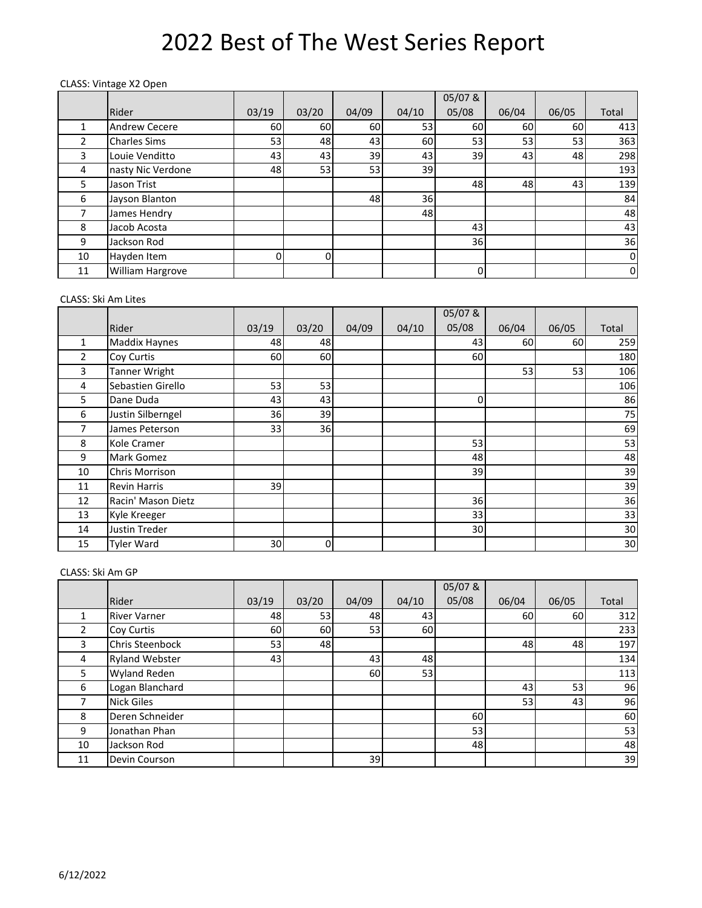# 2022 Best of The West Series Report

CLASS: Vintage X2 Open

| | Rider | 03/19 | 03/20 | 04/09 | 04/10 | 05/07 & 05/08 | 06/04 | 06/05 | Total |
|---|---|---|---|---|---|---|---|---|---|
| 1 | Andrew Cecere | 60 | 60 | 60 | 53 | 60 | 60 | 60 | 413 |
| 2 | Charles Sims | 53 | 48 | 43 | 60 | 53 | 53 | 53 | 363 |
| 3 | Louie Venditto | 43 | 43 | 39 | 43 | 39 | 43 | 48 | 298 |
| 4 | nasty Nic Verdone | 48 | 53 | 53 | 39 | | | | 193 |
| 5 | Jason Trist | | | | | 48 | 48 | 43 | 139 |
| 6 | Jayson Blanton | | | 48 | 36 | | | | 84 |
| 7 | James Hendry | | | | 48 | | | | 48 |
| 8 | Jacob Acosta | | | | | 43 | | | 43 |
| 9 | Jackson Rod | | | | | 36 | | | 36 |
| 10 | Hayden Item | 0 | 0 | | | | | | 0 |
| 11 | William Hargrove | | | | | 0 | | | 0 |

CLASS: Ski Am Lites

| | Rider | 03/19 | 03/20 | 04/09 | 04/10 | 05/07 & 05/08 | 06/04 | 06/05 | Total |
|---|---|---|---|---|---|---|---|---|---|
| 1 | Maddix Haynes | 48 | 48 | | | 43 | 60 | 60 | 259 |
| 2 | Coy Curtis | 60 | 60 | | | 60 | | | 180 |
| 3 | Tanner Wright | | | | | | 53 | 53 | 106 |
| 4 | Sebastien Girello | 53 | 53 | | | | | | 106 |
| 5 | Dane Duda | 43 | 43 | | | 0 | | | 86 |
| 6 | Justin Silberngel | 36 | 39 | | | | | | 75 |
| 7 | James Peterson | 33 | 36 | | | | | | 69 |
| 8 | Kole Cramer | | | | | 53 | | | 53 |
| 9 | Mark Gomez | | | | | 48 | | | 48 |
| 10 | Chris Morrison | | | | | 39 | | | 39 |
| 11 | Revin Harris | 39 | | | | | | | 39 |
| 12 | Racin' Mason Dietz | | | | | 36 | | | 36 |
| 13 | Kyle Kreeger | | | | | 33 | | | 33 |
| 14 | Justin Treder | | | | | 30 | | | 30 |
| 15 | Tyler Ward | 30 | 0 | | | | | | 30 |

CLASS: Ski Am GP

| | Rider | 03/19 | 03/20 | 04/09 | 04/10 | 05/07 & 05/08 | 06/04 | 06/05 | Total |
|---|---|---|---|---|---|---|---|---|---|
| 1 | River Varner | 48 | 53 | 48 | 43 | | 60 | 60 | 312 |
| 2 | Coy Curtis | 60 | 60 | 53 | 60 | | | | 233 |
| 3 | Chris Steenbock | 53 | 48 | | | | 48 | 48 | 197 |
| 4 | Ryland Webster | 43 | | 43 | 48 | | | | 134 |
| 5 | Wyland Reden | | | 60 | 53 | | | | 113 |
| 6 | Logan Blanchard | | | | | | 43 | 53 | 96 |
| 7 | Nick Giles | | | | | | 53 | 43 | 96 |
| 8 | Deren Schneider | | | | | 60 | | | 60 |
| 9 | Jonathan Phan | | | | | 53 | | | 53 |
| 10 | Jackson Rod | | | | | 48 | | | 48 |
| 11 | Devin Courson | | | 39 | | | | | 39 |

6/12/2022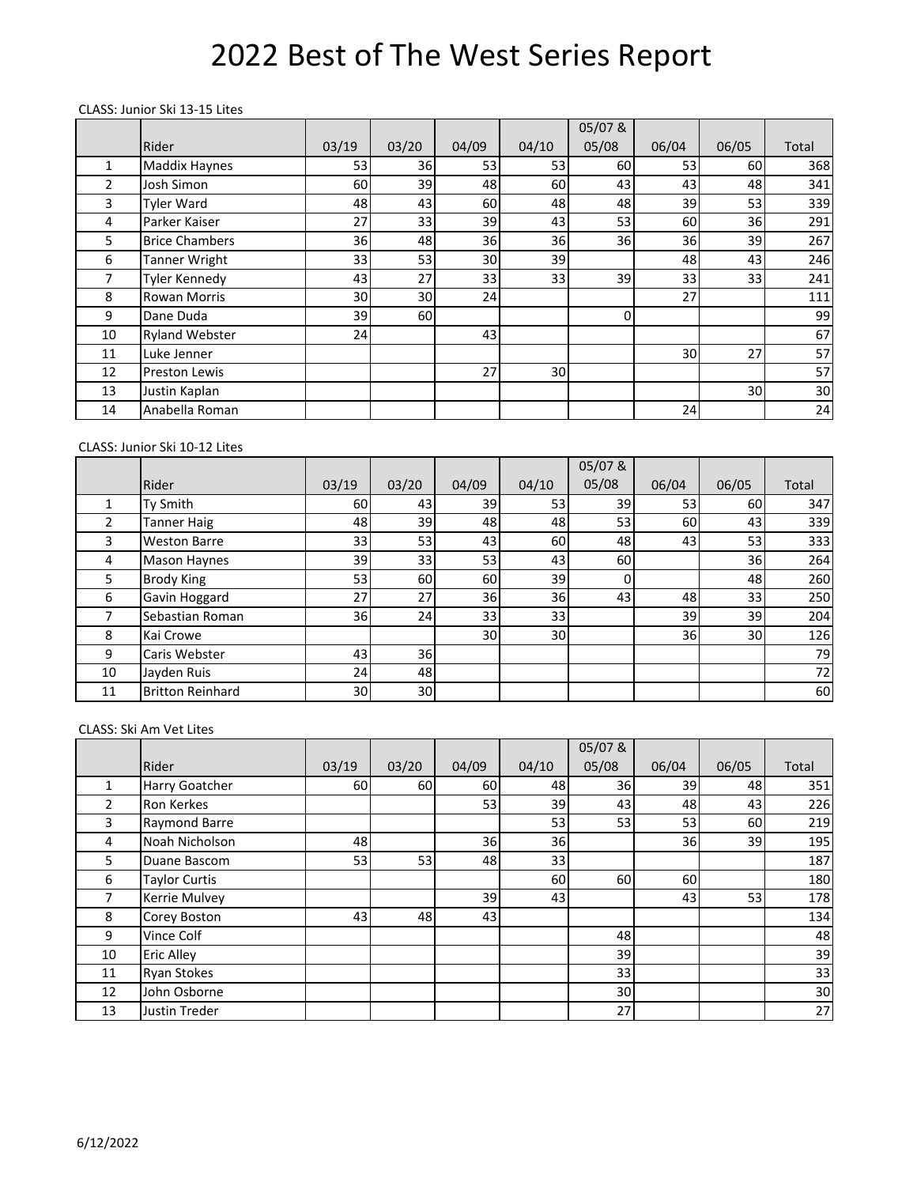# 2022 Best of The West Series Report

CLASS: Junior Ski 13-15 Lites

| | Rider | 03/19 | 03/20 | 04/09 | 04/10 | 05/07 & 05/08 | 06/04 | 06/05 | Total |
|---|---|---|---|---|---|---|---|---|---|
| 1 | Maddix Haynes | 53 | 36 | 53 | 53 | 60 | 53 | 60 | 368 |
| 2 | Josh Simon | 60 | 39 | 48 | 60 | 43 | 43 | 48 | 341 |
| 3 | Tyler Ward | 48 | 43 | 60 | 48 | 48 | 39 | 53 | 339 |
| 4 | Parker Kaiser | 27 | 33 | 39 | 43 | 53 | 60 | 36 | 291 |
| 5 | Brice Chambers | 36 | 48 | 36 | 36 | 36 | 36 | 39 | 267 |
| 6 | Tanner Wright | 33 | 53 | 30 | 39 | | 48 | 43 | 246 |
| 7 | Tyler Kennedy | 43 | 27 | 33 | 33 | 39 | 33 | 33 | 241 |
| 8 | Rowan Morris | 30 | 30 | 24 | | | 27 | | 111 |
| 9 | Dane Duda | 39 | 60 | | | 0 | | | 99 |
| 10 | Ryland Webster | 24 | | 43 | | | | | 67 |
| 11 | Luke Jenner | | | | | | 30 | 27 | 57 |
| 12 | Preston Lewis | | | 27 | 30 | | | | 57 |
| 13 | Justin Kaplan | | | | | | | 30 | 30 |
| 14 | Anabella Roman | | | | | | 24 | | 24 |

CLASS: Junior Ski 10-12 Lites

| | Rider | 03/19 | 03/20 | 04/09 | 04/10 | 05/07 & 05/08 | 06/04 | 06/05 | Total |
|---|---|---|---|---|---|---|---|---|---|
| 1 | Ty Smith | 60 | 43 | 39 | 53 | 39 | 53 | 60 | 347 |
| 2 | Tanner Haig | 48 | 39 | 48 | 48 | 53 | 60 | 43 | 339 |
| 3 | Weston Barre | 33 | 53 | 43 | 60 | 48 | 43 | 53 | 333 |
| 4 | Mason Haynes | 39 | 33 | 53 | 43 | 60 | | 36 | 264 |
| 5 | Brody King | 53 | 60 | 60 | 39 | 0 | | 48 | 260 |
| 6 | Gavin Hoggard | 27 | 27 | 36 | 36 | 43 | 48 | 33 | 250 |
| 7 | Sebastian Roman | 36 | 24 | 33 | 33 | | 39 | 39 | 204 |
| 8 | Kai Crowe | | | 30 | 30 | | 36 | 30 | 126 |
| 9 | Caris Webster | 43 | 36 | | | | | | 79 |
| 10 | Jayden Ruis | 24 | 48 | | | | | | 72 |
| 11 | Britton Reinhard | 30 | 30 | | | | | | 60 |

CLASS: Ski Am Vet Lites

| | Rider | 03/19 | 03/20 | 04/09 | 04/10 | 05/07 & 05/08 | 06/04 | 06/05 | Total |
|---|---|---|---|---|---|---|---|---|---|
| 1 | Harry Goatcher | 60 | 60 | 60 | 48 | 36 | 39 | 48 | 351 |
| 2 | Ron Kerkes | | | 53 | 39 | 43 | 48 | 43 | 226 |
| 3 | Raymond Barre | | | | 53 | 53 | 53 | 60 | 219 |
| 4 | Noah Nicholson | 48 | | 36 | 36 | | 36 | 39 | 195 |
| 5 | Duane Bascom | 53 | 53 | 48 | 33 | | | | 187 |
| 6 | Taylor Curtis | | | | 60 | 60 | 60 | | 180 |
| 7 | Kerrie Mulvey | | | 39 | 43 | | 43 | 53 | 178 |
| 8 | Corey Boston | 43 | 48 | 43 | | | | | 134 |
| 9 | Vince Colf | | | | | 48 | | | 48 |
| 10 | Eric Alley | | | | | 39 | | | 39 |
| 11 | Ryan Stokes | | | | | 33 | | | 33 |
| 12 | John Osborne | | | | | 30 | | | 30 |
| 13 | Justin Treder | | | | | 27 | | | 27 |

6/12/2022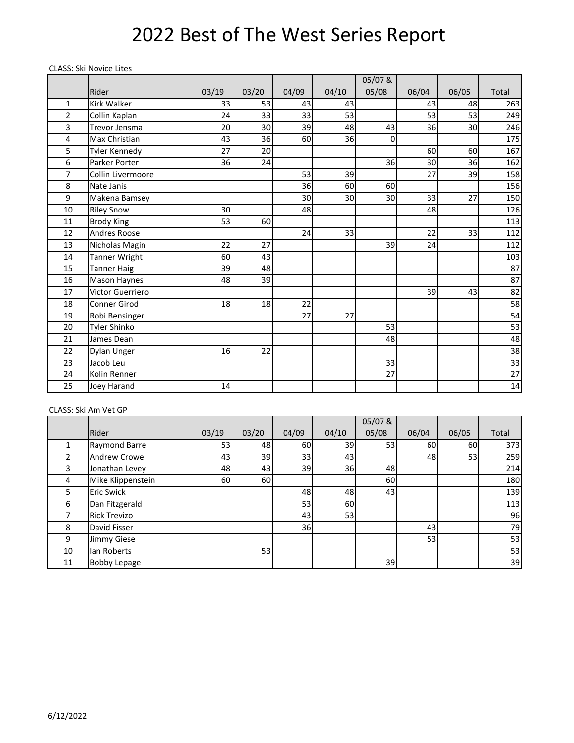# 2022 Best of The West Series Report

CLASS: Ski Novice Lites

| | Rider | 03/19 | 03/20 | 04/09 | 04/10 | 05/07 & 05/08 | 06/04 | 06/05 | Total |
|---|---|---|---|---|---|---|---|---|---|
| 1 | Kirk Walker | 33 | 53 | 43 | 43 | | 43 | 48 | 263 |
| 2 | Collin Kaplan | 24 | 33 | 33 | 53 | | 53 | 53 | 249 |
| 3 | Trevor Jensma | 20 | 30 | 39 | 48 | 43 | 36 | 30 | 246 |
| 4 | Max Christian | 43 | 36 | 60 | 36 | 0 | | | 175 |
| 5 | Tyler Kennedy | 27 | 20 | | | | 60 | 60 | 167 |
| 6 | Parker Porter | 36 | 24 | | | 36 | 30 | 36 | 162 |
| 7 | Collin Livermoore | | | 53 | 39 | | 27 | 39 | 158 |
| 8 | Nate Janis | | | 36 | 60 | 60 | | | 156 |
| 9 | Makena Bamsey | | | 30 | 30 | 30 | 33 | 27 | 150 |
| 10 | Riley Snow | 30 | | 48 | | | 48 | | 126 |
| 11 | Brody King | 53 | 60 | | | | | | 113 |
| 12 | Andres Roose | | | 24 | 33 | | 22 | 33 | 112 |
| 13 | Nicholas Magin | 22 | 27 | | | 39 | 24 | | 112 |
| 14 | Tanner Wright | 60 | 43 | | | | | | 103 |
| 15 | Tanner Haig | 39 | 48 | | | | | | 87 |
| 16 | Mason Haynes | 48 | 39 | | | | | | 87 |
| 17 | Victor Guerriero | | | | | | 39 | 43 | 82 |
| 18 | Conner Girod | 18 | 18 | 22 | | | | | 58 |
| 19 | Robi Bensinger | | | 27 | 27 | | | | 54 |
| 20 | Tyler Shinko | | | | | 53 | | | 53 |
| 21 | James Dean | | | | | 48 | | | 48 |
| 22 | Dylan Unger | 16 | 22 | | | | | | 38 |
| 23 | Jacob Leu | | | | | 33 | | | 33 |
| 24 | Kolin Renner | | | | | 27 | | | 27 |
| 25 | Joey Harand | 14 | | | | | | | 14 |

CLASS: Ski Am Vet GP

| | Rider | 03/19 | 03/20 | 04/09 | 04/10 | 05/07 & 05/08 | 06/04 | 06/05 | Total |
|---|---|---|---|---|---|---|---|---|---|
| 1 | Raymond Barre | 53 | 48 | 60 | 39 | 53 | 60 | 60 | 373 |
| 2 | Andrew Crowe | 43 | 39 | 33 | 43 | | 48 | 53 | 259 |
| 3 | Jonathan Levey | 48 | 43 | 39 | 36 | 48 | | | 214 |
| 4 | Mike Klippenstein | 60 | 60 | | | 60 | | | 180 |
| 5 | Eric Swick | | | 48 | 48 | 43 | | | 139 |
| 6 | Dan Fitzgerald | | | 53 | 60 | | | | 113 |
| 7 | Rick Trevizo | | | 43 | 53 | | | | 96 |
| 8 | David Fisser | | | 36 | | | 43 | | 79 |
| 9 | Jimmy Giese | | | | | | 53 | | 53 |
| 10 | Ian Roberts | | 53 | | | | | | 53 |
| 11 | Bobby Lepage | | | | | 39 | | | 39 |

6/12/2022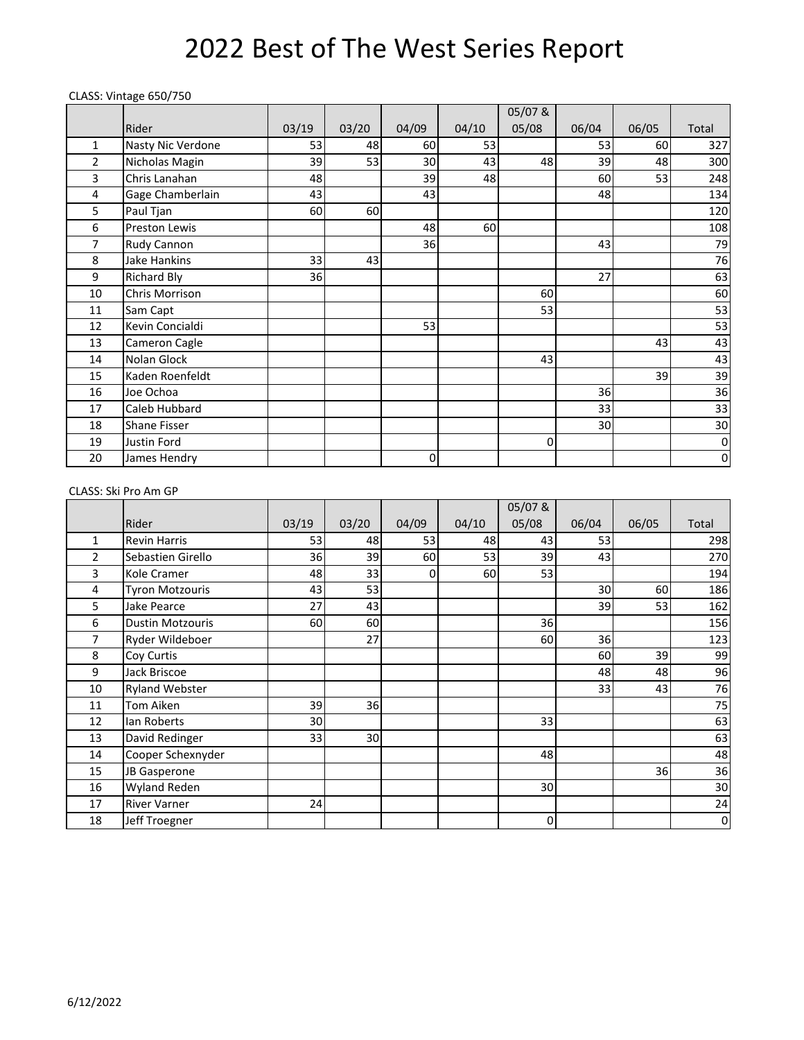# 2022 Best of The West Series Report

CLASS: Vintage 650/750

| | Rider | 03/19 | 03/20 | 04/09 | 04/10 | 05/07 & 05/08 | 06/04 | 06/05 | Total |
|---|---|---|---|---|---|---|---|---|---|
| 1 | Nasty Nic Verdone | 53 | 48 | 60 | 53 | | 53 | 60 | 327 |
| 2 | Nicholas Magin | 39 | 53 | 30 | 43 | 48 | 39 | 48 | 300 |
| 3 | Chris Lanahan | 48 | | 39 | 48 | | 60 | 53 | 248 |
| 4 | Gage Chamberlain | 43 | | 43 | | | 48 | | 134 |
| 5 | Paul Tjan | 60 | 60 | | | | | | 120 |
| 6 | Preston Lewis | | | 48 | 60 | | | | 108 |
| 7 | Rudy Cannon | | | 36 | | | 43 | | 79 |
| 8 | Jake Hankins | 33 | 43 | | | | | | 76 |
| 9 | Richard Bly | 36 | | | | | 27 | | 63 |
| 10 | Chris Morrison | | | | | 60 | | | 60 |
| 11 | Sam Capt | | | | | 53 | | | 53 |
| 12 | Kevin Concialdi | | | 53 | | | | | 53 |
| 13 | Cameron Cagle | | | | | | | 43 | 43 |
| 14 | Nolan Glock | | | | | 43 | | | 43 |
| 15 | Kaden Roenfeldt | | | | | | | 39 | 39 |
| 16 | Joe Ochoa | | | | | | 36 | | 36 |
| 17 | Caleb Hubbard | | | | | | 33 | | 33 |
| 18 | Shane Fisser | | | | | | 30 | | 30 |
| 19 | Justin Ford | | | | | 0 | | | 0 |
| 20 | James Hendry | | | 0 | | | | | 0 |

CLASS: Ski Pro Am GP

| | Rider | 03/19 | 03/20 | 04/09 | 04/10 | 05/07 & 05/08 | 06/04 | 06/05 | Total |
|---|---|---|---|---|---|---|---|---|---|
| 1 | Revin Harris | 53 | 48 | 53 | 48 | 43 | 53 | | 298 |
| 2 | Sebastien Girello | 36 | 39 | 60 | 53 | 39 | 43 | | 270 |
| 3 | Kole Cramer | 48 | 33 | 0 | 60 | 53 | | | 194 |
| 4 | Tyron Motzouris | 43 | 53 | | | | 30 | 60 | 186 |
| 5 | Jake Pearce | 27 | 43 | | | | 39 | 53 | 162 |
| 6 | Dustin Motzouris | 60 | 60 | | | 36 | | | 156 |
| 7 | Ryder Wildeboer | | 27 | | | 60 | 36 | | 123 |
| 8 | Coy Curtis | | | | | | 60 | 39 | 99 |
| 9 | Jack Briscoe | | | | | | 48 | 48 | 96 |
| 10 | Ryland Webster | | | | | | 33 | 43 | 76 |
| 11 | Tom Aiken | 39 | 36 | | | | | | 75 |
| 12 | Ian Roberts | 30 | | | | 33 | | | 63 |
| 13 | David Redinger | 33 | 30 | | | | | | 63 |
| 14 | Cooper Schexnyder | | | | | 48 | | | 48 |
| 15 | JB Gasperone | | | | | | | 36 | 36 |
| 16 | Wyland Reden | | | | | 30 | | | 30 |
| 17 | River Varner | 24 | | | | | | | 24 |
| 18 | Jeff Troegner | | | | | 0 | | | 0 |

6/12/2022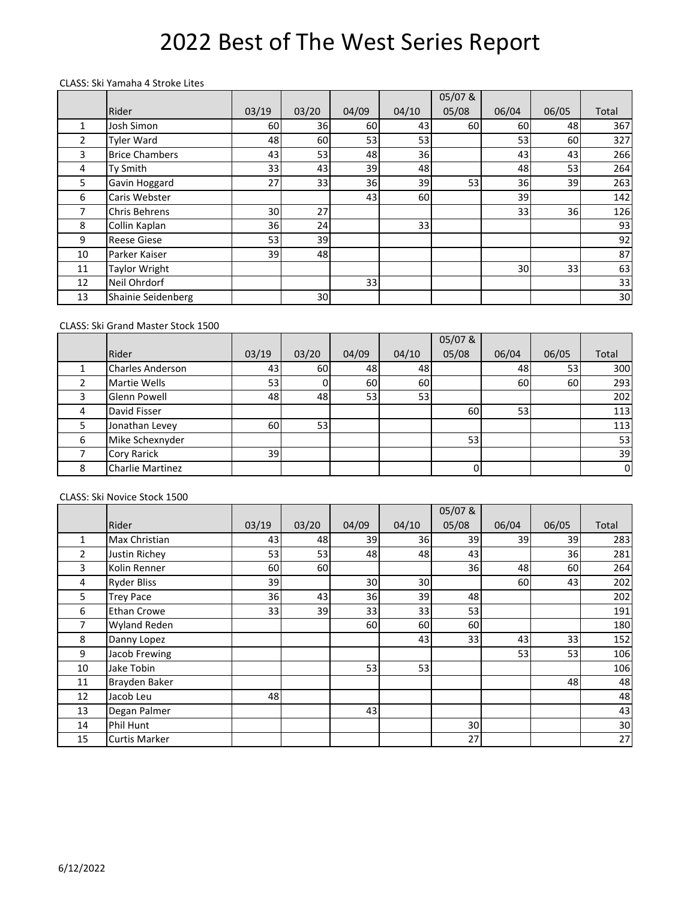# 2022 Best of The West Series Report

CLASS: Ski Yamaha 4 Stroke Lites

| | Rider | 03/19 | 03/20 | 04/09 | 04/10 | 05/07 & 05/08 | 06/04 | 06/05 | Total |
|---|---|---|---|---|---|---|---|---|---|
| 1 | Josh Simon | 60 | 36 | 60 | 43 | 60 | 60 | 48 | 367 |
| 2 | Tyler Ward | 48 | 60 | 53 | 53 | | 53 | 60 | 327 |
| 3 | Brice Chambers | 43 | 53 | 48 | 36 | | 43 | 43 | 266 |
| 4 | Ty Smith | 33 | 43 | 39 | 48 | | 48 | 53 | 264 |
| 5 | Gavin Hoggard | 27 | 33 | 36 | 39 | 53 | 36 | 39 | 263 |
| 6 | Caris Webster | | | 43 | 60 | | 39 | | 142 |
| 7 | Chris Behrens | 30 | 27 | | | | 33 | 36 | 126 |
| 8 | Collin Kaplan | 36 | 24 | | 33 | | | | 93 |
| 9 | Reese Giese | 53 | 39 | | | | | | 92 |
| 10 | Parker Kaiser | 39 | 48 | | | | | | 87 |
| 11 | Taylor Wright | | | | | | 30 | 33 | 63 |
| 12 | Neil Ohrdorf | | | 33 | | | | | 33 |
| 13 | Shainie Seidenberg | | 30 | | | | | | 30 |

CLASS: Ski Grand Master Stock 1500

| | Rider | 03/19 | 03/20 | 04/09 | 04/10 | 05/07 & 05/08 | 06/04 | 06/05 | Total |
|---|---|---|---|---|---|---|---|---|---|
| 1 | Charles Anderson | 43 | 60 | 48 | 48 | | 48 | 53 | 300 |
| 2 | Martie Wells | 53 | 0 | 60 | 60 | | 60 | 60 | 293 |
| 3 | Glenn Powell | 48 | 48 | 53 | 53 | | | | 202 |
| 4 | David Fisser | | | | | 60 | 53 | | 113 |
| 5 | Jonathan Levey | 60 | 53 | | | | | | 113 |
| 6 | Mike Schexnyder | | | | | 53 | | | 53 |
| 7 | Cory Rarick | 39 | | | | | | | 39 |
| 8 | Charlie Martinez | | | | | 0 | | | 0 |

CLASS: Ski Novice Stock 1500

| | Rider | 03/19 | 03/20 | 04/09 | 04/10 | 05/07 & 05/08 | 06/04 | 06/05 | Total |
|---|---|---|---|---|---|---|---|---|---|
| 1 | Max Christian | 43 | 48 | 39 | 36 | 39 | 39 | 39 | 283 |
| 2 | Justin Richey | 53 | 53 | 48 | 48 | 43 | | 36 | 281 |
| 3 | Kolin Renner | 60 | 60 | | | 36 | 48 | 60 | 264 |
| 4 | Ryder Bliss | 39 | | 30 | 30 | | 60 | 43 | 202 |
| 5 | Trey Pace | 36 | 43 | 36 | 39 | 48 | | | 202 |
| 6 | Ethan Crowe | 33 | 39 | 33 | 33 | 53 | | | 191 |
| 7 | Wyland Reden | | | 60 | 60 | 60 | | | 180 |
| 8 | Danny Lopez | | | | 43 | 33 | 43 | 33 | 152 |
| 9 | Jacob Frewing | | | | | | 53 | 53 | 106 |
| 10 | Jake Tobin | | | 53 | 53 | | | | 106 |
| 11 | Brayden Baker | | | | | | | 48 | 48 |
| 12 | Jacob Leu | 48 | | | | | | | 48 |
| 13 | Degan Palmer | | | 43 | | | | | 43 |
| 14 | Phil Hunt | | | | | 30 | | | 30 |
| 15 | Curtis Marker | | | | | 27 | | | 27 |

6/12/2022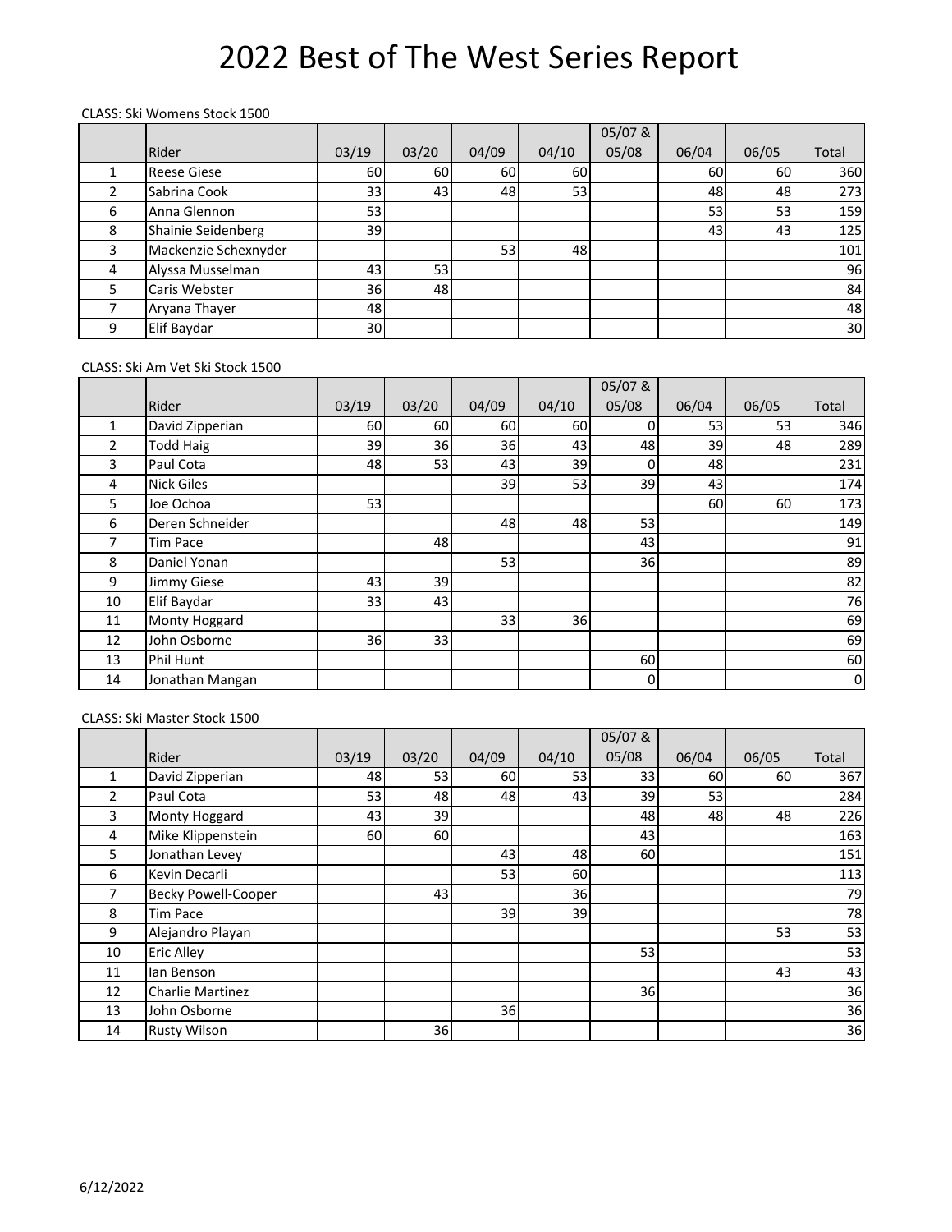# 2022 Best of The West Series Report

CLASS: Ski Womens Stock 1500

| | Rider | 03/19 | 03/20 | 04/09 | 04/10 | 05/07 & 05/08 | 06/04 | 06/05 | Total |
|---|---|---|---|---|---|---|---|---|---|
| 1 | Reese Giese | 60 | 60 | 60 | 60 | | 60 | 60 | 360 |
| 2 | Sabrina Cook | 33 | 43 | 48 | 53 | | 48 | 48 | 273 |
| 6 | Anna Glennon | 53 | | | | | 53 | 53 | 159 |
| 8 | Shainie Seidenberg | 39 | | | | | 43 | 43 | 125 |
| 3 | Mackenzie Schexnyder | | | 53 | 48 | | | | 101 |
| 4 | Alyssa Musselman | 43 | 53 | | | | | | 96 |
| 5 | Caris Webster | 36 | 48 | | | | | | 84 |
| 7 | Aryana Thayer | 48 | | | | | | | 48 |
| 9 | Elif Baydar | 30 | | | | | | | 30 |

CLASS: Ski Am Vet Ski Stock 1500

| | Rider | 03/19 | 03/20 | 04/09 | 04/10 | 05/07 & 05/08 | 06/04 | 06/05 | Total |
|---|---|---|---|---|---|---|---|---|---|
| 1 | David Zipperian | 60 | 60 | 60 | 60 | 0 | 53 | 53 | 346 |
| 2 | Todd Haig | 39 | 36 | 36 | 43 | 48 | 39 | 48 | 289 |
| 3 | Paul Cota | 48 | 53 | 43 | 39 | 0 | 48 | | 231 |
| 4 | Nick Giles | | | 39 | 53 | 39 | 43 | | 174 |
| 5 | Joe Ochoa | 53 | | | | | 60 | 60 | 173 |
| 6 | Deren Schneider | | | 48 | 48 | 53 | | | 149 |
| 7 | Tim Pace | | 48 | | | 43 | | | 91 |
| 8 | Daniel Yonan | | | 53 | | 36 | | | 89 |
| 9 | Jimmy Giese | 43 | 39 | | | | | | 82 |
| 10 | Elif Baydar | 33 | 43 | | | | | | 76 |
| 11 | Monty Hoggard | | | 33 | 36 | | | | 69 |
| 12 | John Osborne | 36 | 33 | | | | | | 69 |
| 13 | Phil Hunt | | | | | 60 | | | 60 |
| 14 | Jonathan Mangan | | | | | 0 | | | 0 |

CLASS: Ski Master Stock 1500

| | Rider | 03/19 | 03/20 | 04/09 | 04/10 | 05/07 & 05/08 | 06/04 | 06/05 | Total |
|---|---|---|---|---|---|---|---|---|---|
| 1 | David Zipperian | 48 | 53 | 60 | 53 | 33 | 60 | 60 | 367 |
| 2 | Paul Cota | 53 | 48 | 48 | 43 | 39 | 53 | | 284 |
| 3 | Monty Hoggard | 43 | 39 | | | 48 | 48 | 48 | 226 |
| 4 | Mike Klippenstein | 60 | 60 | | | 43 | | | 163 |
| 5 | Jonathan Levey | | | 43 | 48 | 60 | | | 151 |
| 6 | Kevin Decarli | | | 53 | 60 | | | | 113 |
| 7 | Becky Powell-Cooper | | 43 | | 36 | | | | 79 |
| 8 | Tim Pace | | | 39 | 39 | | | | 78 |
| 9 | Alejandro Playan | | | | | | | 53 | 53 |
| 10 | Eric Alley | | | | | 53 | | | 53 |
| 11 | Ian Benson | | | | | | | 43 | 43 |
| 12 | Charlie Martinez | | | | | 36 | | | 36 |
| 13 | John Osborne | | | 36 | | | | | 36 |
| 14 | Rusty Wilson | | 36 | | | | | | 36 |

6/12/2022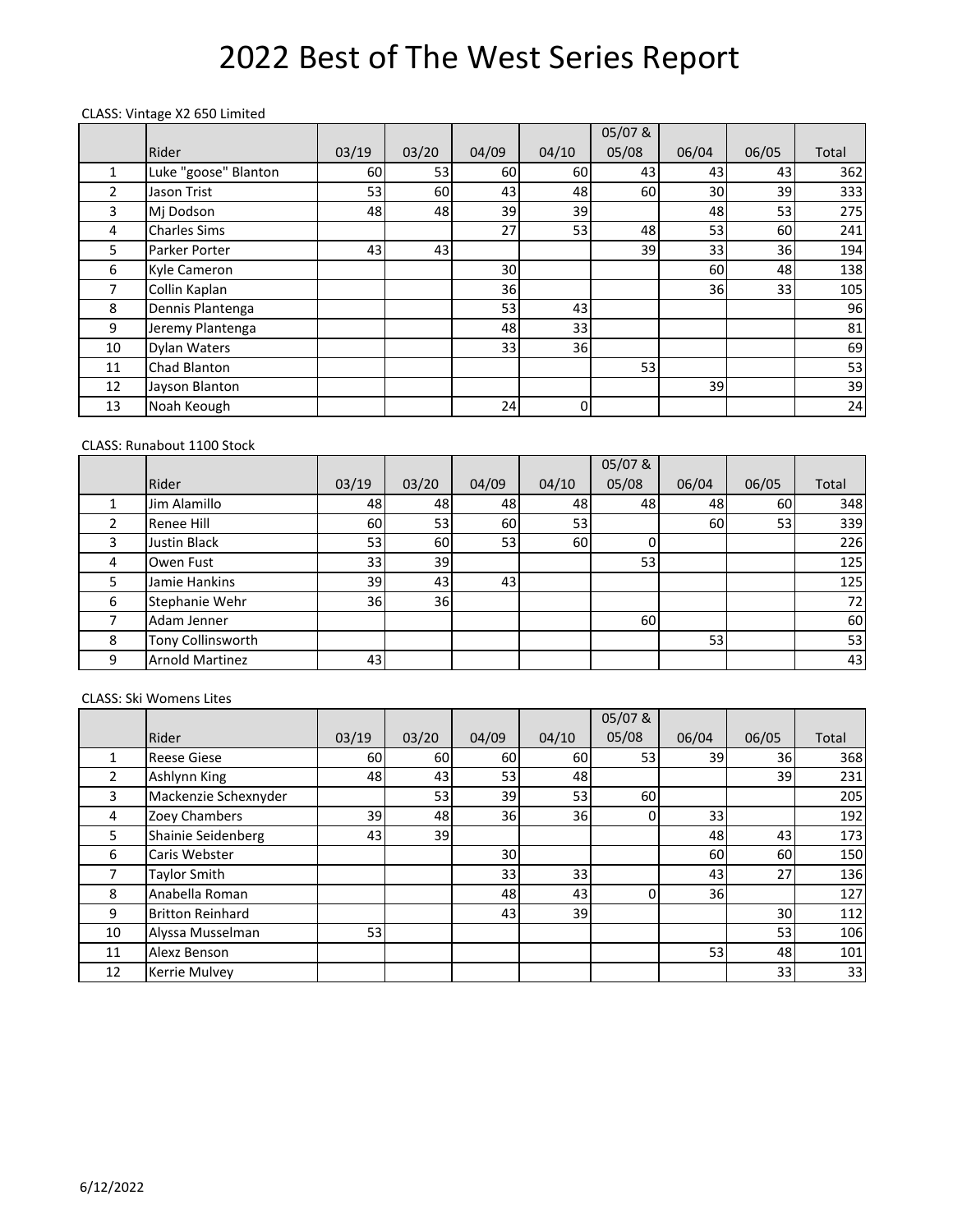# 2022 Best of The West Series Report

CLASS: Vintage X2 650 Limited

| | Rider | 03/19 | 03/20 | 04/09 | 04/10 | 05/07 & 05/08 | 06/04 | 06/05 | Total |
|---|---|---|---|---|---|---|---|---|---|
| 1 | Luke "goose" Blanton | 60 | 53 | 60 | 60 | 43 | 43 | 43 | 362 |
| 2 | Jason Trist | 53 | 60 | 43 | 48 | 60 | 30 | 39 | 333 |
| 3 | Mj Dodson | 48 | 48 | 39 | 39 | | 48 | 53 | 275 |
| 4 | Charles Sims | | | 27 | 53 | 48 | 53 | 60 | 241 |
| 5 | Parker Porter | 43 | 43 | | | 39 | 33 | 36 | 194 |
| 6 | Kyle Cameron | | | 30 | | | 60 | 48 | 138 |
| 7 | Collin Kaplan | | | 36 | | | 36 | 33 | 105 |
| 8 | Dennis Plantenga | | | 53 | 43 | | | | 96 |
| 9 | Jeremy Plantenga | | | 48 | 33 | | | | 81 |
| 10 | Dylan Waters | | | 33 | 36 | | | | 69 |
| 11 | Chad Blanton | | | | | 53 | | | 53 |
| 12 | Jayson Blanton | | | | | | 39 | | 39 |
| 13 | Noah Keough | | | 24 | 0 | | | | 24 |

CLASS: Runabout 1100 Stock

| | Rider | 03/19 | 03/20 | 04/09 | 04/10 | 05/07 & 05/08 | 06/04 | 06/05 | Total |
|---|---|---|---|---|---|---|---|---|---|
| 1 | Jim Alamillo | 48 | 48 | 48 | 48 | 48 | 48 | 60 | 348 |
| 2 | Renee Hill | 60 | 53 | 60 | 53 | | 60 | 53 | 339 |
| 3 | Justin Black | 53 | 60 | 53 | 60 | 0 | | | 226 |
| 4 | Owen Fust | 33 | 39 | | | 53 | | | 125 |
| 5 | Jamie Hankins | 39 | 43 | 43 | | | | | 125 |
| 6 | Stephanie Wehr | 36 | 36 | | | | | | 72 |
| 7 | Adam Jenner | | | | | 60 | | | 60 |
| 8 | Tony Collinsworth | | | | | | 53 | | 53 |
| 9 | Arnold Martinez | 43 | | | | | | | 43 |

CLASS: Ski Womens Lites

| | Rider | 03/19 | 03/20 | 04/09 | 04/10 | 05/07 & 05/08 | 06/04 | 06/05 | Total |
|---|---|---|---|---|---|---|---|---|---|
| 1 | Reese Giese | 60 | 60 | 60 | 60 | 53 | 39 | 36 | 368 |
| 2 | Ashlynn King | 48 | 43 | 53 | 48 | | | 39 | 231 |
| 3 | Mackenzie Schexnyder | | 53 | 39 | 53 | 60 | | | 205 |
| 4 | Zoey Chambers | 39 | 48 | 36 | 36 | 0 | 33 | | 192 |
| 5 | Shainie Seidenberg | 43 | 39 | | | | 48 | 43 | 173 |
| 6 | Caris Webster | | | 30 | | | 60 | 60 | 150 |
| 7 | Taylor Smith | | | 33 | 33 | | 43 | 27 | 136 |
| 8 | Anabella Roman | | | 48 | 43 | 0 | 36 | | 127 |
| 9 | Britton Reinhard | | | 43 | 39 | | | 30 | 112 |
| 10 | Alyssa Musselman | 53 | | | | | | 53 | 106 |
| 11 | Alexz Benson | | | | | | 53 | 48 | 101 |
| 12 | Kerrie Mulvey | | | | | | | 33 | 33 |

6/12/2022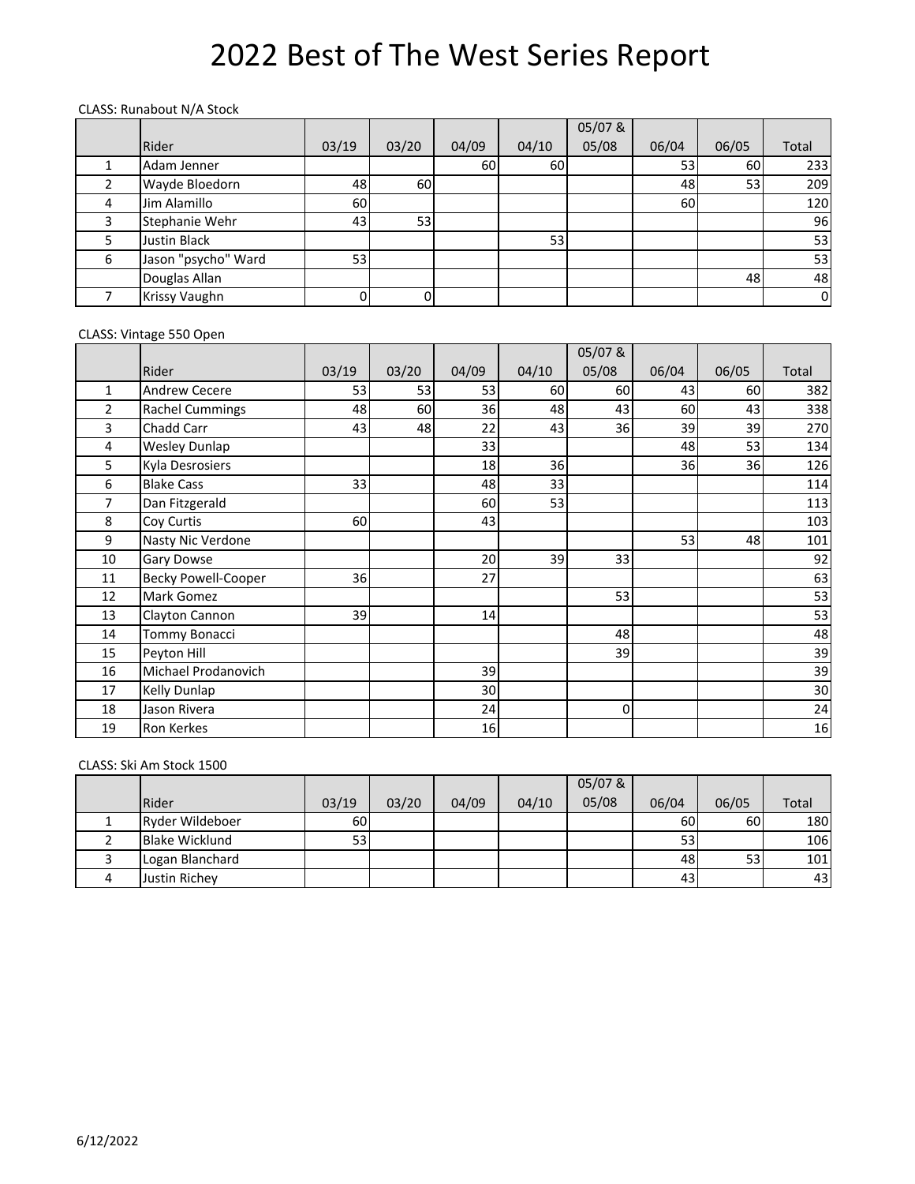# 2022 Best of The West Series Report

CLASS: Runabout N/A Stock

| | Rider | 03/19 | 03/20 | 04/09 | 04/10 | 05/07 & 05/08 | 06/04 | 06/05 | Total |
|---|---|---|---|---|---|---|---|---|---|
| 1 | Adam Jenner | | | 60 | 60 | | 53 | 60 | 233 |
| 2 | Wayde Bloedorn | 48 | 60 | | | | 48 | 53 | 209 |
| 4 | Jim Alamillo | 60 | | | | | 60 | | 120 |
| 3 | Stephanie Wehr | 43 | 53 | | | | | | 96 |
| 5 | Justin Black | | | | 53 | | | | 53 |
| 6 | Jason "psycho" Ward | 53 | | | | | | | 53 |
| | Douglas Allan | | | | | | | 48 | 48 |
| 7 | Krissy Vaughn | 0 | 0 | | | | | | 0 |

CLASS: Vintage 550 Open

| | Rider | 03/19 | 03/20 | 04/09 | 04/10 | 05/07 & 05/08 | 06/04 | 06/05 | Total |
|---|---|---|---|---|---|---|---|---|---|
| 1 | Andrew Cecere | 53 | 53 | 53 | 60 | 60 | 43 | 60 | 382 |
| 2 | Rachel Cummings | 48 | 60 | 36 | 48 | 43 | 60 | 43 | 338 |
| 3 | Chadd Carr | 43 | 48 | 22 | 43 | 36 | 39 | 39 | 270 |
| 4 | Wesley Dunlap | | | 33 | | | 48 | 53 | 134 |
| 5 | Kyla Desrosiers | | | 18 | 36 | | 36 | 36 | 126 |
| 6 | Blake Cass | 33 | | 48 | 33 | | | | 114 |
| 7 | Dan Fitzgerald | | | 60 | 53 | | | | 113 |
| 8 | Coy Curtis | 60 | | 43 | | | | | 103 |
| 9 | Nasty Nic Verdone | | | | | | 53 | 48 | 101 |
| 10 | Gary Dowse | | | 20 | 39 | 33 | | | 92 |
| 11 | Becky Powell-Cooper | 36 | | 27 | | | | | 63 |
| 12 | Mark Gomez | | | | | 53 | | | 53 |
| 13 | Clayton Cannon | 39 | | 14 | | | | | 53 |
| 14 | Tommy Bonacci | | | | | 48 | | | 48 |
| 15 | Peyton Hill | | | | | 39 | | | 39 |
| 16 | Michael Prodanovich | | | 39 | | | | | 39 |
| 17 | Kelly Dunlap | | | 30 | | | | | 30 |
| 18 | Jason Rivera | | | 24 | | 0 | | | 24 |
| 19 | Ron Kerkes | | | 16 | | | | | 16 |

CLASS: Ski Am Stock 1500

| | Rider | 03/19 | 03/20 | 04/09 | 04/10 | 05/07 & 05/08 | 06/04 | 06/05 | Total |
|---|---|---|---|---|---|---|---|---|---|
| 1 | Ryder Wildeboer | 60 | | | | | 60 | 60 | 180 |
| 2 | Blake Wicklund | 53 | | | | | 53 | | 106 |
| 3 | Logan Blanchard | | | | | | 48 | 53 | 101 |
| 4 | Justin Richey | | | | | | 43 | | 43 |

6/12/2022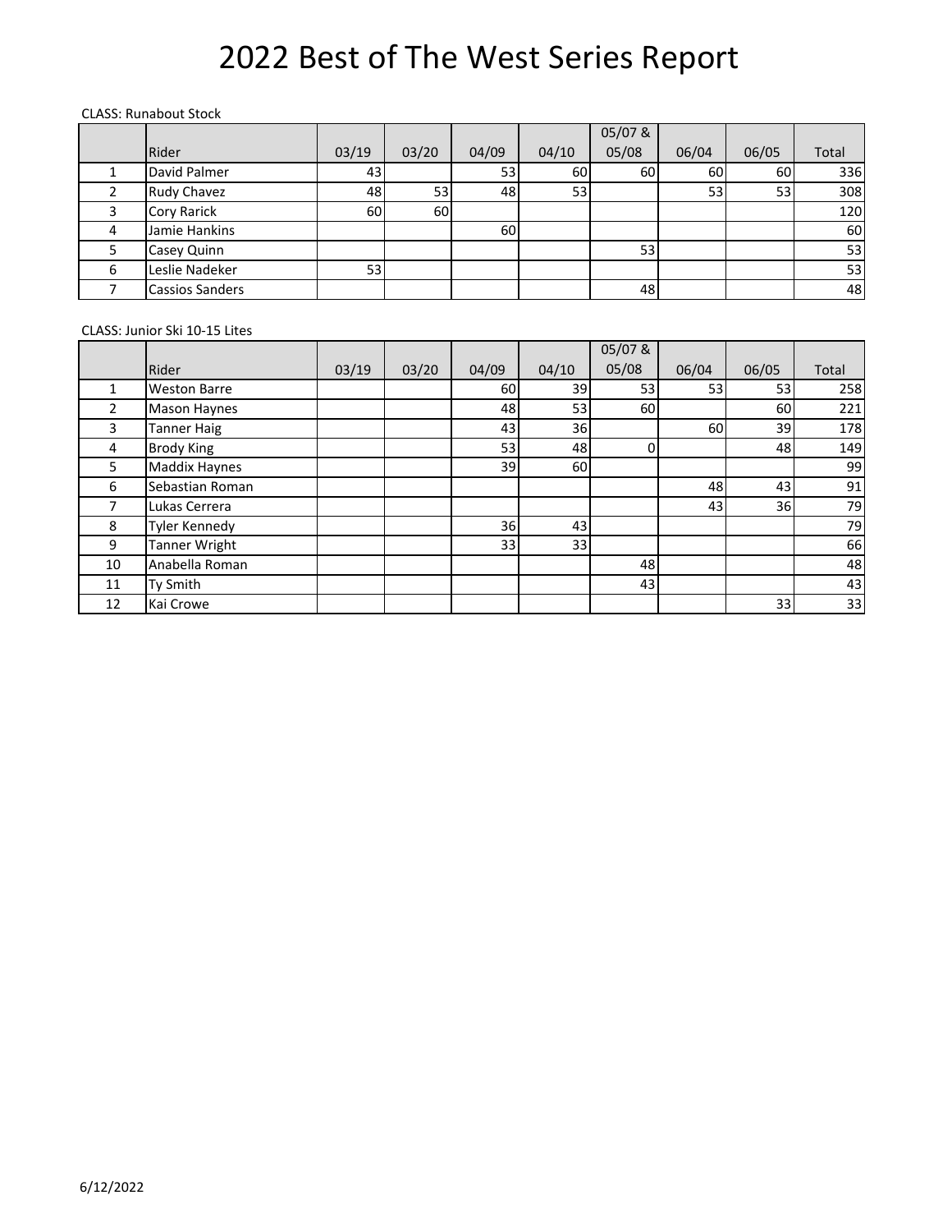# 2022 Best of The West Series Report

CLASS: Runabout Stock

| | Rider | 03/19 | 03/20 | 04/09 | 04/10 | 05/07 & 05/08 | 06/04 | 06/05 | Total |
|---|---|---|---|---|---|---|---|---|---|
| 1 | David Palmer | 43 | | 53 | 60 | 60 | 60 | 60 | 336 |
| 2 | Rudy Chavez | 48 | 53 | 48 | 53 | | 53 | 53 | 308 |
| 3 | Cory Rarick | 60 | 60 | | | | | | 120 |
| 4 | Jamie Hankins | | | 60 | | | | | 60 |
| 5 | Casey Quinn | | | | | 53 | | | 53 |
| 6 | Leslie Nadeker | 53 | | | | | | | 53 |
| 7 | Cassios Sanders | | | | | 48 | | | 48 |

CLASS: Junior Ski 10-15 Lites

| | Rider | 03/19 | 03/20 | 04/09 | 04/10 | 05/07 & 05/08 | 06/04 | 06/05 | Total |
|---|---|---|---|---|---|---|---|---|---|
| 1 | Weston Barre | | | 60 | 39 | 53 | 53 | 53 | 258 |
| 2 | Mason Haynes | | | 48 | 53 | 60 | | 60 | 221 |
| 3 | Tanner Haig | | | 43 | 36 | | 60 | 39 | 178 |
| 4 | Brody King | | | 53 | 48 | 0 | | 48 | 149 |
| 5 | Maddix Haynes | | | 39 | 60 | | | | 99 |
| 6 | Sebastian Roman | | | | | | 48 | 43 | 91 |
| 7 | Lukas Cerrera | | | | | | 43 | 36 | 79 |
| 8 | Tyler Kennedy | | | 36 | 43 | | | | 79 |
| 9 | Tanner Wright | | | 33 | 33 | | | | 66 |
| 10 | Anabella Roman | | | | | 48 | | | 48 |
| 11 | Ty Smith | | | | | 43 | | | 43 |
| 12 | Kai Crowe | | | | | | | 33 | 33 |

6/12/2022